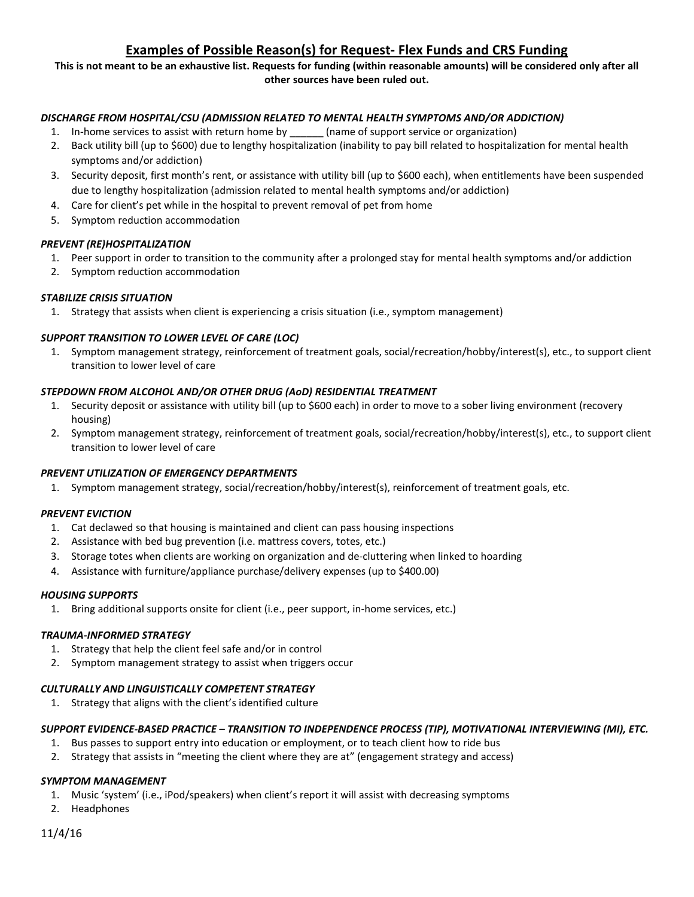# Examples of Possible Reason(s) for Request- Flex Funds and CRS Funding

**This is not meant to be an exhaustive list. Requests for funding (within reasonable amounts) will be considered only after all other sources have been ruled out.**

***DISCHARGE FROM HOSPITAL/CSU (ADMISSION RELATED TO MENTAL HEALTH SYMPTOMS AND/OR ADDICTION)***

1. In-home services to assist with return home by ______ (name of support service or organization)
2. Back utility bill (up to $600) due to lengthy hospitalization (inability to pay bill related to hospitalization for mental health symptoms and/or addiction)
3. Security deposit, first month's rent, or assistance with utility bill (up to $600 each), when entitlements have been suspended due to lengthy hospitalization (admission related to mental health symptoms and/or addiction)
4. Care for client's pet while in the hospital to prevent removal of pet from home
5. Symptom reduction accommodation

***PREVENT (RE)HOSPITALIZATION***

1. Peer support in order to transition to the community after a prolonged stay for mental health symptoms and/or addiction
2. Symptom reduction accommodation

***STABILIZE CRISIS SITUATION***

1. Strategy that assists when client is experiencing a crisis situation (i.e., symptom management)

***SUPPORT TRANSITION TO LOWER LEVEL OF CARE (LOC)***

1. Symptom management strategy, reinforcement of treatment goals, social/recreation/hobby/interest(s), etc., to support client transition to lower level of care

***STEPDOWN FROM ALCOHOL AND/OR OTHER DRUG (AoD) RESIDENTIAL TREATMENT***

1. Security deposit or assistance with utility bill (up to $600 each) in order to move to a sober living environment (recovery housing)
2. Symptom management strategy, reinforcement of treatment goals, social/recreation/hobby/interest(s), etc., to support client transition to lower level of care

***PREVENT UTILIZATION OF EMERGENCY DEPARTMENTS***

1. Symptom management strategy, social/recreation/hobby/interest(s), reinforcement of treatment goals, etc.

***PREVENT EVICTION***

1. Cat declawed so that housing is maintained and client can pass housing inspections
2. Assistance with bed bug prevention (i.e. mattress covers, totes, etc.)
3. Storage totes when clients are working on organization and de-cluttering when linked to hoarding
4. Assistance with furniture/appliance purchase/delivery expenses (up to $400.00)

***HOUSING SUPPORTS***

1. Bring additional supports onsite for client (i.e., peer support, in-home services, etc.)

***TRAUMA-INFORMED STRATEGY***

1. Strategy that help the client feel safe and/or in control
2. Symptom management strategy to assist when triggers occur

***CULTURALLY AND LINGUISTICALLY COMPETENT STRATEGY***

1. Strategy that aligns with the client's identified culture

***SUPPORT EVIDENCE-BASED PRACTICE – TRANSITION TO INDEPENDENCE PROCESS (TIP), MOTIVATIONAL INTERVIEWING (MI), ETC.***

1. Bus passes to support entry into education or employment, or to teach client how to ride bus
2. Strategy that assists in "meeting the client where they are at" (engagement strategy and access)

***SYMPTOM MANAGEMENT***

1. Music 'system' (i.e., iPod/speakers) when client's report it will assist with decreasing symptoms
2. Headphones

11/4/16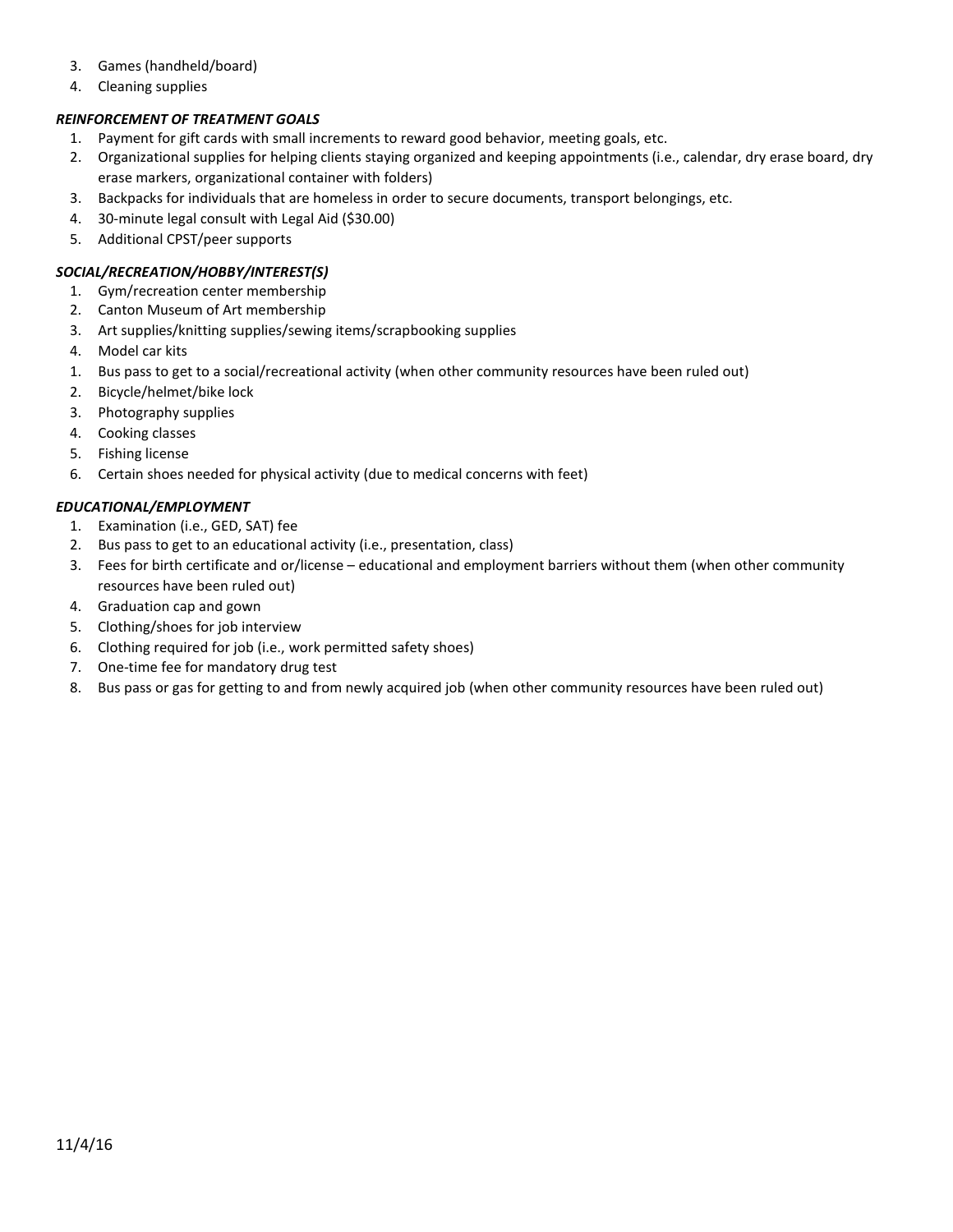3. Games (handheld/board)
4. Cleaning supplies

***REINFORCEMENT OF TREATMENT GOALS***

1. Payment for gift cards with small increments to reward good behavior, meeting goals, etc.
2. Organizational supplies for helping clients staying organized and keeping appointments (i.e., calendar, dry erase board, dry erase markers, organizational container with folders)
3. Backpacks for individuals that are homeless in order to secure documents, transport belongings, etc.
4. 30-minute legal consult with Legal Aid ($30.00)
5. Additional CPST/peer supports

***SOCIAL/RECREATION/HOBBY/INTEREST(S)***

1. Gym/recreation center membership
2. Canton Museum of Art membership
3. Art supplies/knitting supplies/sewing items/scrapbooking supplies
4. Model car kits
1. Bus pass to get to a social/recreational activity (when other community resources have been ruled out)
2. Bicycle/helmet/bike lock
3. Photography supplies
4. Cooking classes
5. Fishing license
6. Certain shoes needed for physical activity (due to medical concerns with feet)

***EDUCATIONAL/EMPLOYMENT***

1. Examination (i.e., GED, SAT) fee
2. Bus pass to get to an educational activity (i.e., presentation, class)
3. Fees for birth certificate and or/license – educational and employment barriers without them (when other community resources have been ruled out)
4. Graduation cap and gown
5. Clothing/shoes for job interview
6. Clothing required for job (i.e., work permitted safety shoes)
7. One-time fee for mandatory drug test
8. Bus pass or gas for getting to and from newly acquired job (when other community resources have been ruled out)